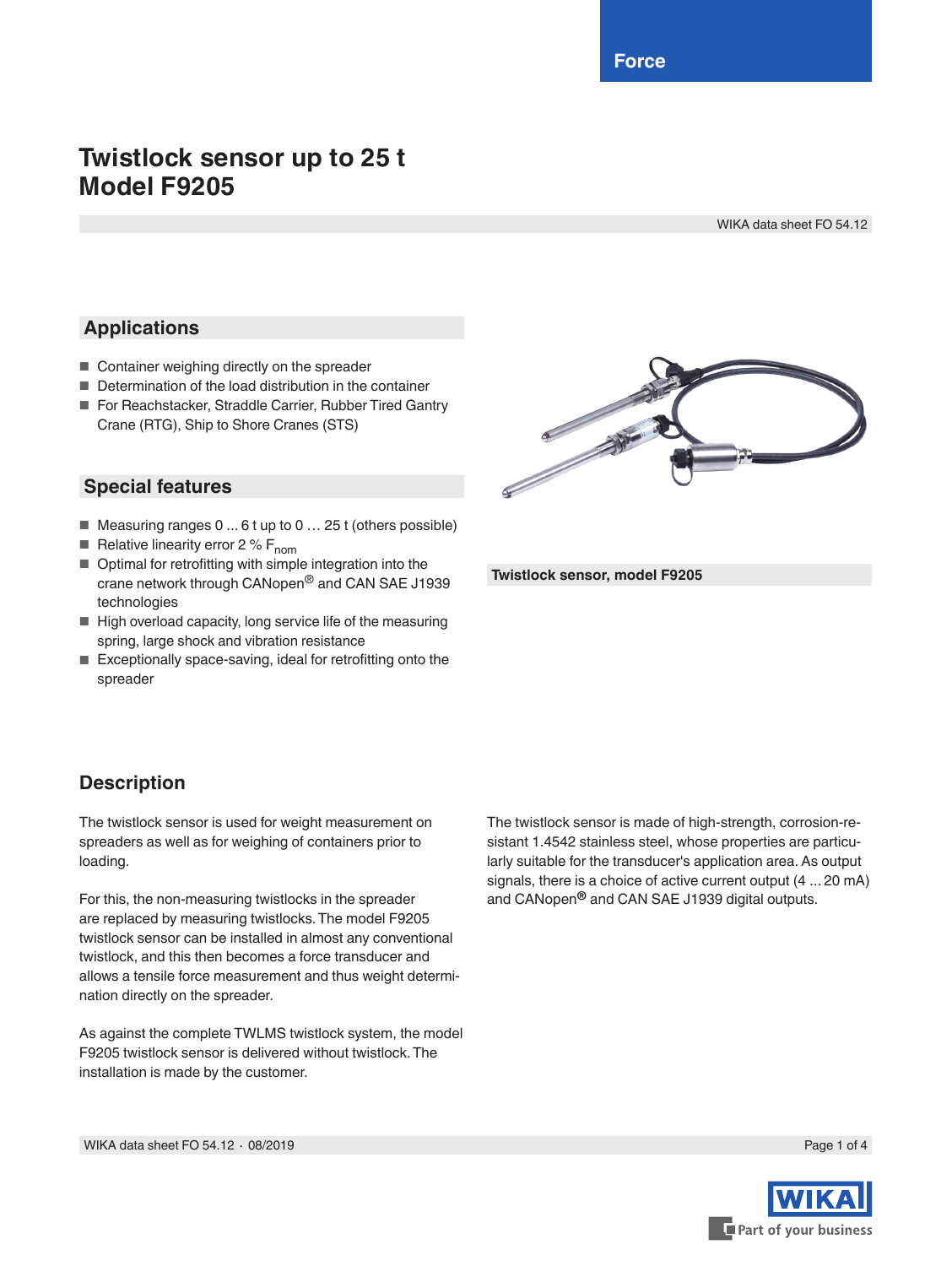# Twistlock sensor up to 25 t
# Model F9205

WIKA data sheet FO 54.12

## Applications

- Container weighing directly on the spreader
- Determination of the load distribution in the container
- For Reachstacker, Straddle Carrier, Rubber Tired Gantry Crane (RTG), Ship to Shore Cranes (STS)

## Special features

- Measuring ranges 0 ... 6 t up to 0 … 25 t (others possible)
- Relative linearity error 2 % $F_{nom}$
- Optimal for retrofitting with simple integration into the crane network through CANopen® and CAN SAE J1939 technologies
- High overload capacity, long service life of the measuring spring, large shock and vibration resistance
- Exceptionally space-saving, ideal for retrofitting onto the spreader

**Twistlock sensor, model F9205**

## Description

The twistlock sensor is used for weight measurement on spreaders as well as for weighing of containers prior to loading.

For this, the non-measuring twistlocks in the spreader are replaced by measuring twistlocks. The model F9205 twistlock sensor can be installed in almost any conventional twistlock, and this then becomes a force transducer and allows a tensile force measurement and thus weight determination directly on the spreader.

As against the complete TWLMS twistlock system, the model F9205 twistlock sensor is delivered without twistlock. The installation is made by the customer.

The twistlock sensor is made of high-strength, corrosion-resistant 1.4542 stainless steel, whose properties are particularly suitable for the transducer's application area. As output signals, there is a choice of active current output (4 ... 20 mA) and CANopen® and CAN SAE J1939 digital outputs.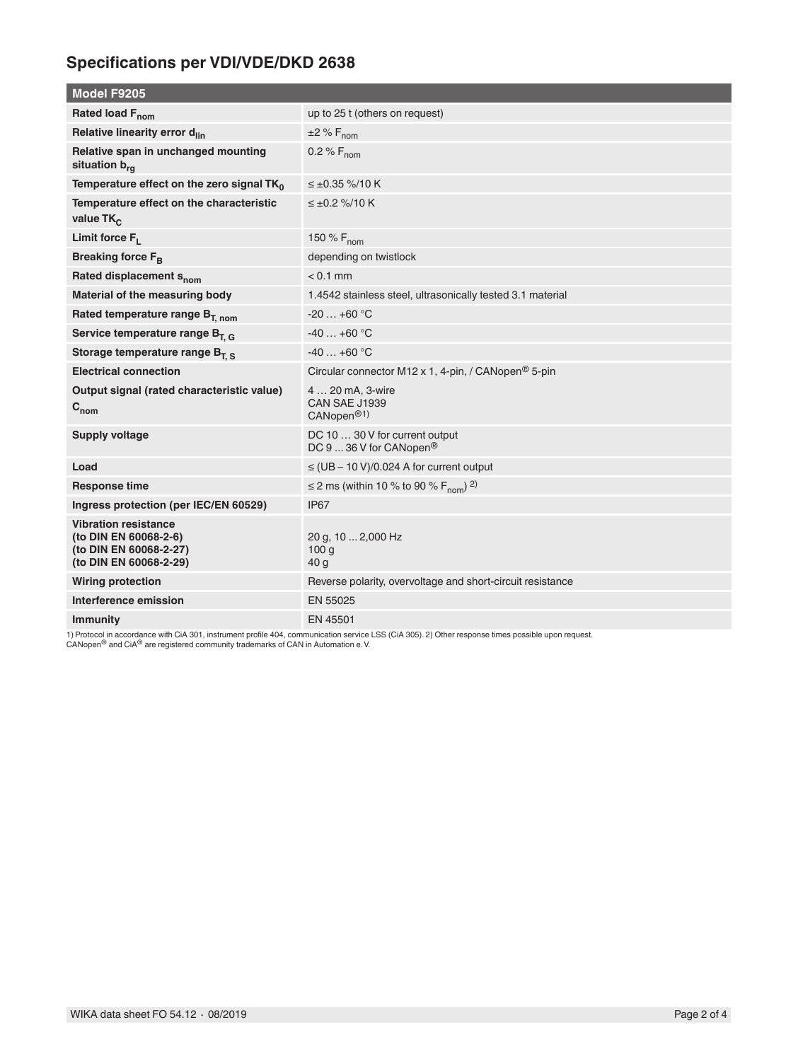## Specifications per VDI/VDE/DKD 2638

| Model F9205 | |
|---|---|
| **Rated load $F_{nom}$** | up to 25 t (others on request) |
| **Relative linearity error $d_{lin}$** | ±2 % $F_{nom}$ |
| **Relative span in unchanged mounting situation $b_{rg}$** | 0.2 % $F_{nom}$ |
| **Temperature effect on the zero signal $TK_0$** | ≤ ±0.35 %/10 K |
| **Temperature effect on the characteristic value $TK_C$** | ≤ ±0.2 %/10 K |
| **Limit force $F_L$** | 150 % $F_{nom}$ |
| **Breaking force $F_B$** | depending on twistlock |
| **Rated displacement $s_{nom}$** | < 0.1 mm |
| **Material of the measuring body** | 1.4542 stainless steel, ultrasonically tested 3.1 material |
| **Rated temperature range $B_{T, nom}$** | -20 … +60 °C |
| **Service temperature range $B_{T, G}$** | -40 … +60 °C |
| **Storage temperature range $B_{T, S}$** | -40 … +60 °C |
| **Electrical connection** | Circular connector M12 x 1, 4-pin, / CANopen® 5-pin |
| **Output signal (rated characteristic value) $C_{nom}$** | 4 … 20 mA, 3-wire<br>CAN SAE J1939<br>CANopen® 1) |
| **Supply voltage** | DC 10 … 30 V for current output<br>DC 9 ... 36 V for CANopen® |
| **Load** | ≤ (UB – 10 V)/0.024 A for current output |
| **Response time** | ≤ 2 ms (within 10 % to 90 % $F_{nom}$) 2) |
| **Ingress protection (per IEC/EN 60529)** | IP67 |
| **Vibration resistance**<br>**(to DIN EN 60068-2-6)**<br>**(to DIN EN 60068-2-27)**<br>**(to DIN EN 60068-2-29)** | <br>20 g, 10 ... 2,000 Hz<br>100 g<br>40 g |
| **Wiring protection** | Reverse polarity, overvoltage and short-circuit resistance |
| **Interference emission** | EN 55025 |
| **Immunity** | EN 45501 |

1) Protocol in accordance with CiA 301, instrument profile 404, communication service LSS (CiA 305). 2) Other response times possible upon request.
CANopen® and CiA® are registered community trademarks of CAN in Automation e. V.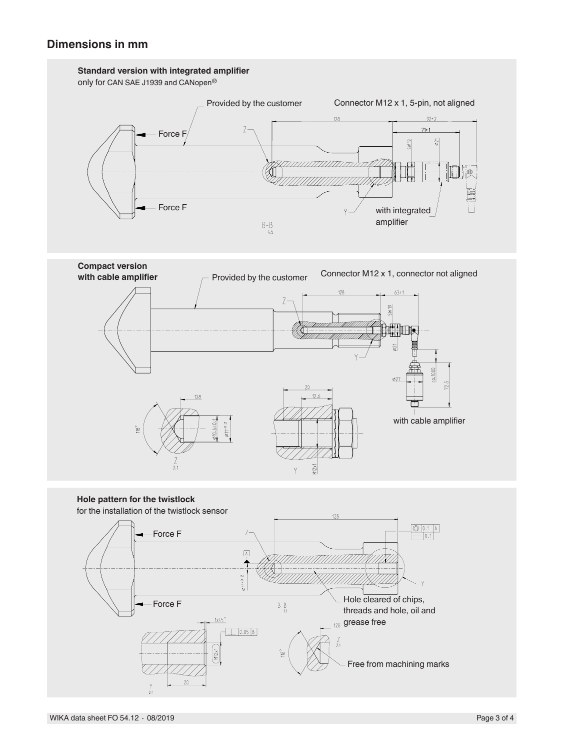## Dimensions in mm

**Standard version with integrated amplifier**

only for CAN SAE J1939 and CANopen®

Provided by the customer

Connector M12 x 1, 5-pin, not aligned

Force F

Force F

with integrated amplifier

**Compact version with cable amplifier**

Provided by the customer

Connector M12 x 1, connector not aligned

with cable amplifier

**Hole pattern for the twistlock**

for the installation of the twistlock sensor

Force F

Force F

Hole cleared of chips, threads and hole, oil and grease free

Free from machining marks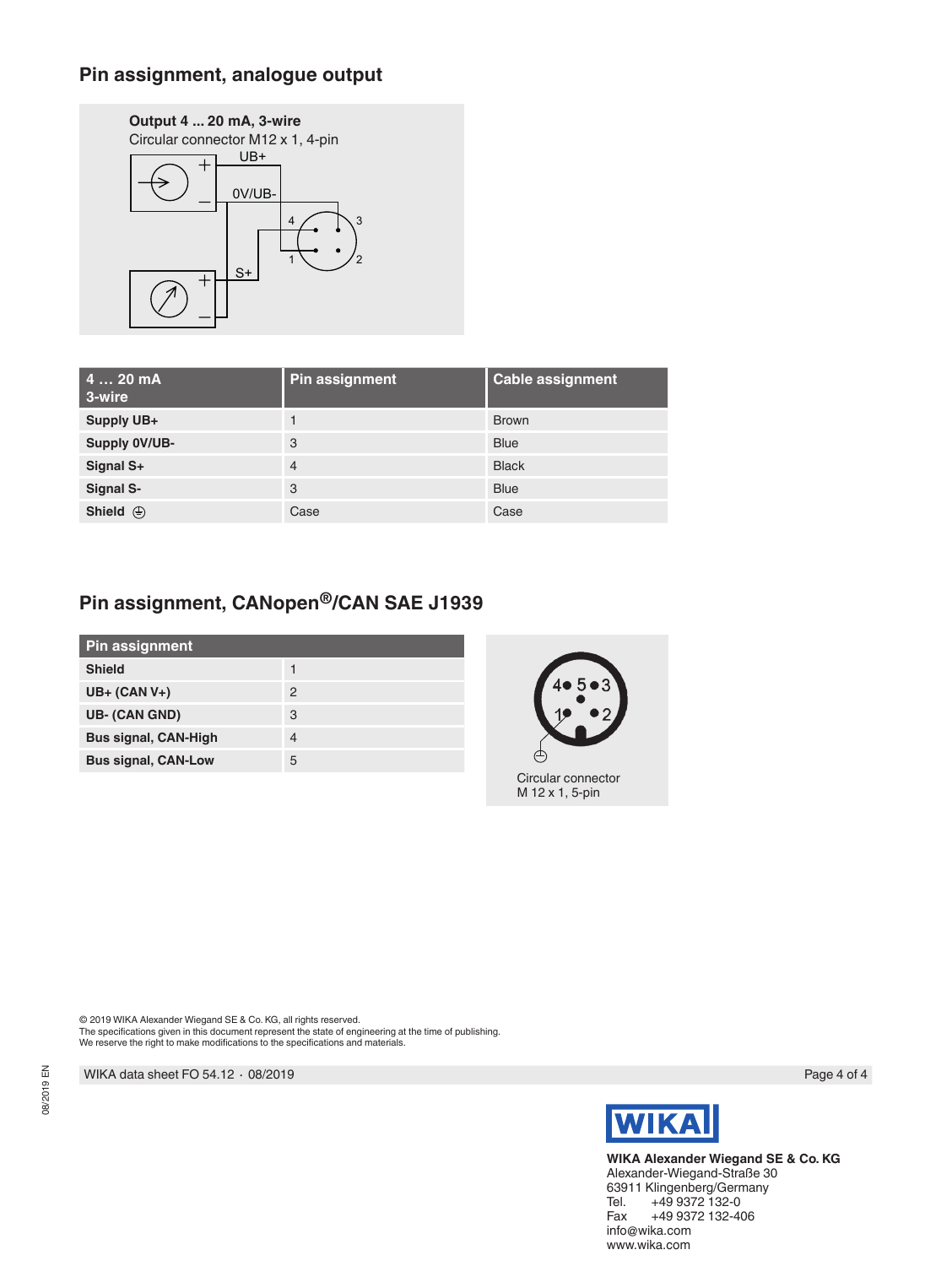## Pin assignment, analogue output

**Output 4 ... 20 mA, 3-wire**
Circular connector M12 x 1, 4-pin

UB+
0V/UB-
S+
4
3
1
2

| 4 … 20 mA 3-wire | Pin assignment | Cable assignment |
|---|---|---|
| **Supply UB+** | 1 | Brown |
| **Supply 0V/UB-** | 3 | Blue |
| **Signal S+** | 4 | Black |
| **Signal S-** | 3 | Blue |
| **Shield** ⏚ | Case | Case |

## Pin assignment, CANopen®/CAN SAE J1939

| Pin assignment | |
|---|---|
| **Shield** | 1 |
| **UB+ (CAN V+)** | 2 |
| **UB- (CAN GND)** | 3 |
| **Bus signal, CAN-High** | 4 |
| **Bus signal, CAN-Low** | 5 |

4 5 3
1 2

Circular connector
M 12 x 1, 5-pin

© 2019 WIKA Alexander Wiegand SE & Co. KG, all rights reserved.
The specifications given in this document represent the state of engineering at the time of publishing.
We reserve the right to make modifications to the specifications and materials.

**WIKA Alexander Wiegand SE & Co. KG**
Alexander-Wiegand-Straße 30
63911 Klingenberg/Germany
Tel. +49 9372 132-0
Fax +49 9372 132-406
info@wika.com
www.wika.com